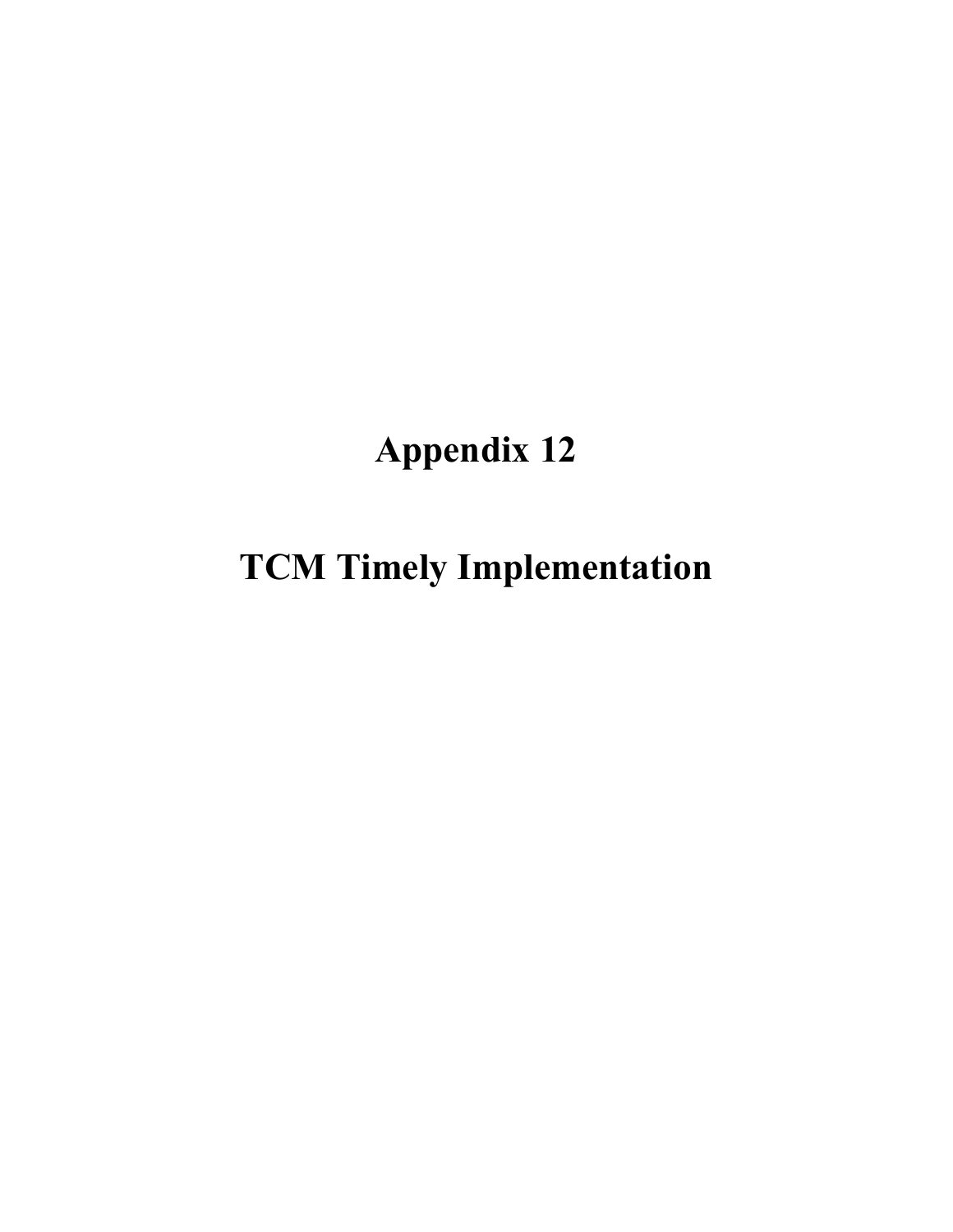# Appendix 12

# TCM Timely Implementation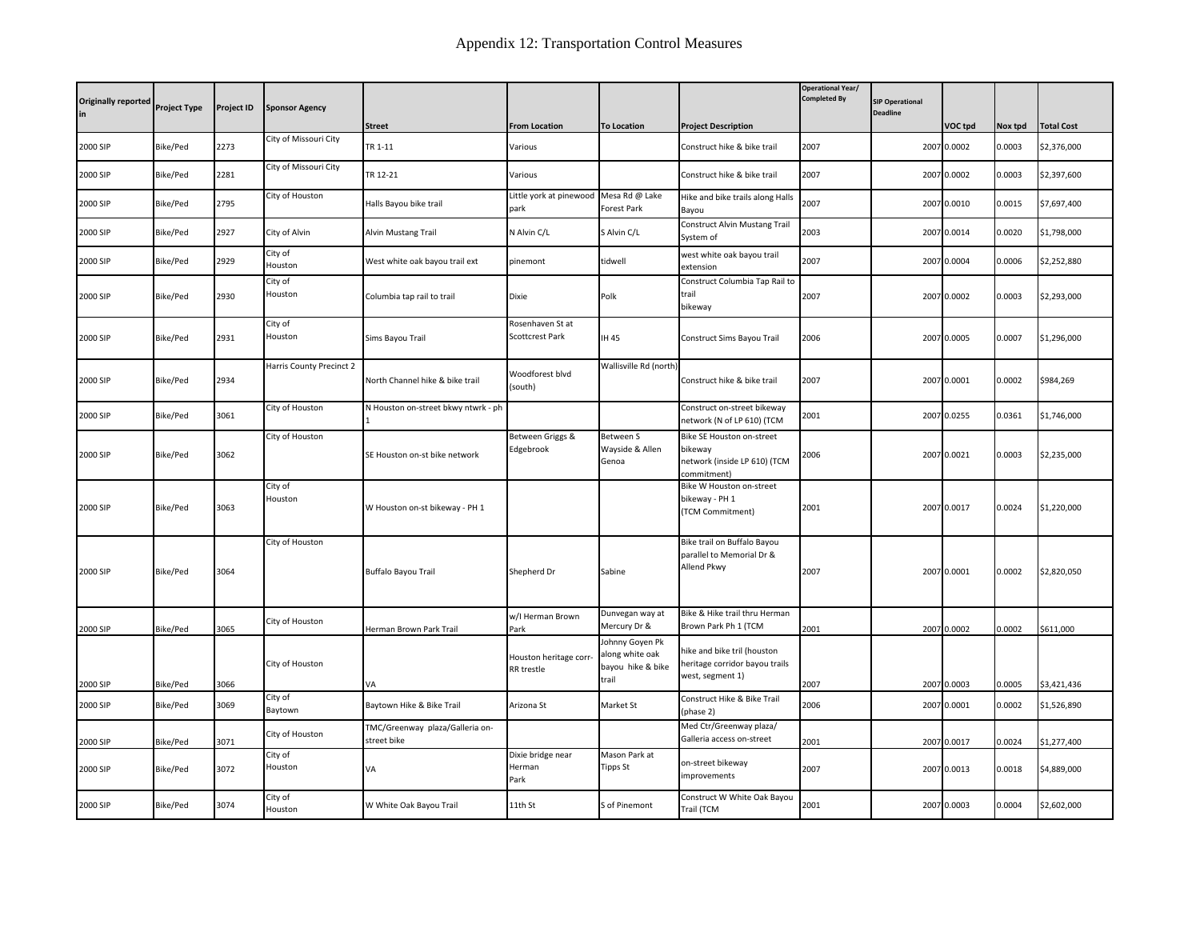# Appendix 12: Transportation Control Measures

| Originally reported in | Project Type | Project ID | Sponsor Agency | Street | From Location | To Location | Project Description | Operational Year/ Completed By | SIP Operational Deadline | VOC tpd | Nox tpd | Total Cost |
|---|---|---|---|---|---|---|---|---|---|---|---|---|
| 2000 SIP | Bike/Ped | 2273 | City of Missouri City | TR 1-11 | Various | | Construct hike & bike trail | 2007 | 2007 | 0.0002 | 0.0003 | $2,376,000 |
| 2000 SIP | Bike/Ped | 2281 | City of Missouri City | TR 12-21 | Various | | Construct hike & bike trail | 2007 | 2007 | 0.0002 | 0.0003 | $2,397,600 |
| 2000 SIP | Bike/Ped | 2795 | City of Houston | Halls Bayou bike trail | Little york at pinewood park | Mesa Rd @ Lake Forest Park | Hike and bike trails along Halls Bayou | 2007 | 2007 | 0.0010 | 0.0015 | $7,697,400 |
| 2000 SIP | Bike/Ped | 2927 | City of Alvin | Alvin Mustang Trail | N Alvin C/L | S Alvin C/L | Construct Alvin Mustang Trail System of | 2003 | 2007 | 0.0014 | 0.0020 | $1,798,000 |
| 2000 SIP | Bike/Ped | 2929 | City of Houston | West white oak bayou trail ext | pinemont | tidwell | west white oak bayou trail extension | 2007 | 2007 | 0.0004 | 0.0006 | $2,252,880 |
| 2000 SIP | Bike/Ped | 2930 | City of Houston | Columbia tap rail to trail | Dixie | Polk | Construct Columbia Tap Rail to trail bikeway | 2007 | 2007 | 0.0002 | 0.0003 | $2,293,000 |
| 2000 SIP | Bike/Ped | 2931 | City of Houston | Sims Bayou Trail | Rosenhaven St at Scottcrest Park | IH 45 | Construct Sims Bayou Trail | 2006 | 2007 | 0.0005 | 0.0007 | $1,296,000 |
| 2000 SIP | Bike/Ped | 2934 | Harris County Precinct 2 | North Channel hike & bike trail | Woodforest blvd (south) | Wallisville Rd (north) | Construct hike & bike trail | 2007 | 2007 | 0.0001 | 0.0002 | $984,269 |
| 2000 SIP | Bike/Ped | 3061 | City of Houston | N Houston on-street bkwy ntwrk - ph 1 | | | Construct on-street bikeway network (N of LP 610) (TCM | 2001 | 2007 | 0.0255 | 0.0361 | $1,746,000 |
| 2000 SIP | Bike/Ped | 3062 | City of Houston | SE Houston on-st bike network | Between Griggs & Edgebrook | Between S Wayside & Allen Genoa | Bike SE Houston on-street bikeway network (inside LP 610) (TCM commitment) | 2006 | 2007 | 0.0021 | 0.0003 | $2,235,000 |
| 2000 SIP | Bike/Ped | 3063 | City of Houston | W Houston on-st bikeway - PH 1 | | | Bike W Houston on-street bikeway - PH 1 (TCM Commitment) | 2001 | 2007 | 0.0017 | 0.0024 | $1,220,000 |
| 2000 SIP | Bike/Ped | 3064 | City of Houston | Buffalo Bayou Trail | Shepherd Dr | Sabine | Bike trail on Buffalo Bayou parallel to Memorial Dr & Allend Pkwy | 2007 | 2007 | 0.0001 | 0.0002 | $2,820,050 |
| 2000 SIP | Bike/Ped | 3065 | City of Houston | Herman Brown Park Trail | w/I Herman Brown Park | Dunvegan way at Mercury Dr & | Bike & Hike trail thru Herman Brown Park Ph 1 (TCM | 2001 | 2007 | 0.0002 | 0.0002 | $611,000 |
| 2000 SIP | Bike/Ped | 3066 | City of Houston | VA | Houston heritage corr-RR trestle | Johnny Goyen Pk along white oak bayou hike & bike trail | hike and bike tril (houston heritage corridor bayou trails west, segment 1) | 2007 | 2007 | 0.0003 | 0.0005 | $3,421,436 |
| 2000 SIP | Bike/Ped | 3069 | City of Baytown | Baytown Hike & Bike Trail | Arizona St | Market St | Construct Hike & Bike Trail (phase 2) | 2006 | 2007 | 0.0001 | 0.0002 | $1,526,890 |
| 2000 SIP | Bike/Ped | 3071 | City of Houston | TMC/Greenway plaza/Galleria on-street bike | | | Med Ctr/Greenway plaza/ Galleria access on-street | 2001 | 2007 | 0.0017 | 0.0024 | $1,277,400 |
| 2000 SIP | Bike/Ped | 3072 | City of Houston | VA | Dixie bridge near Herman Park | Mason Park at Tipps St | on-street bikeway improvements | 2007 | 2007 | 0.0013 | 0.0018 | $4,889,000 |
| 2000 SIP | Bike/Ped | 3074 | City of Houston | W White Oak Bayou Trail | 11th St | S of Pinemont | Construct W White Oak Bayou Trail (TCM | 2001 | 2007 | 0.0003 | 0.0004 | $2,602,000 |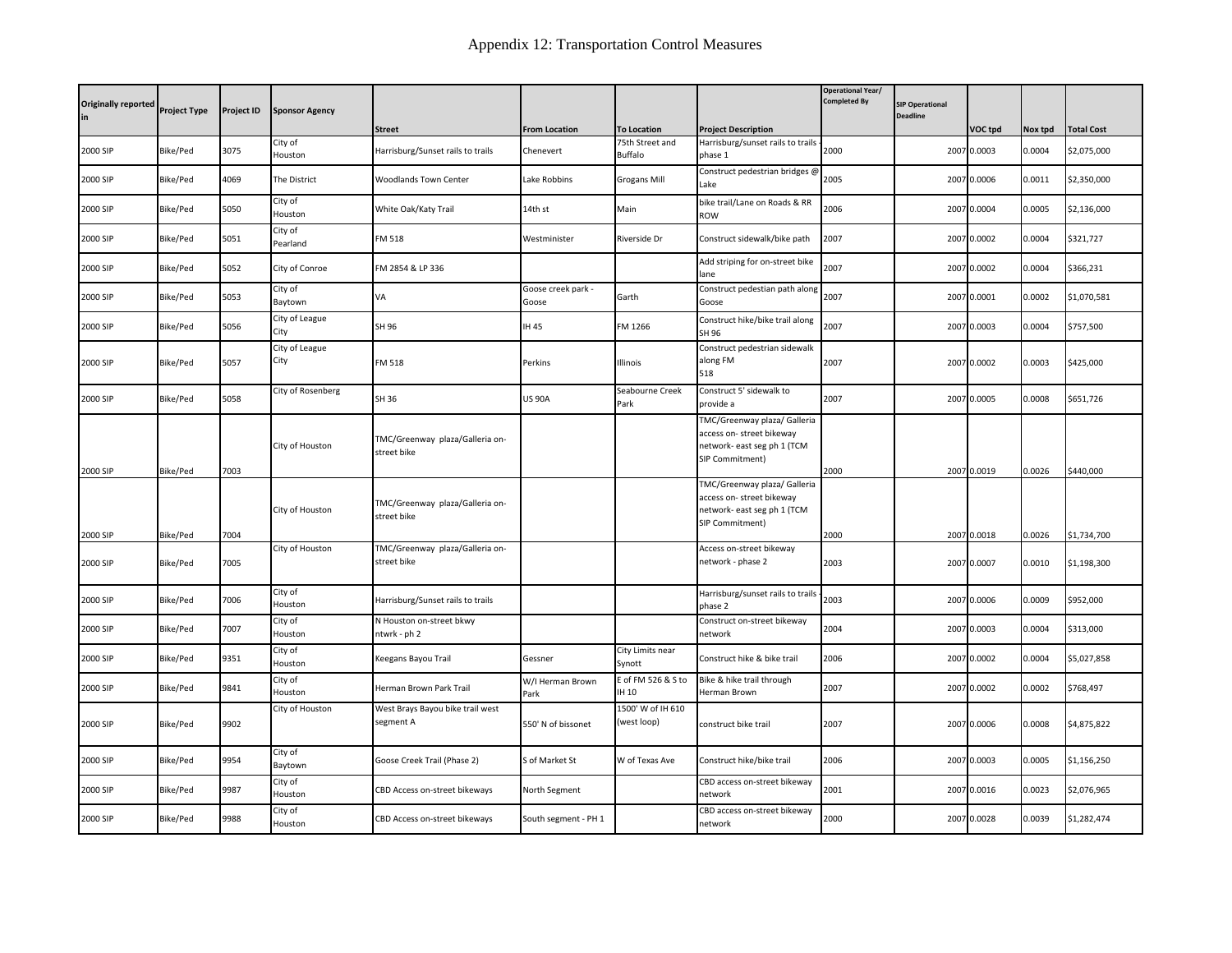# Appendix 12: Transportation Control Measures

| Originally reported in | Project Type | Project ID | Sponsor Agency | Street | From Location | To Location | Project Description | Operational Year/ Completed By | SIP Operational Deadline | VOC tpd | Nox tpd | Total Cost |
|---|---|---|---|---|---|---|---|---|---|---|---|---|
| 2000 SIP | Bike/Ped | 3075 | City of Houston | Harrisburg/Sunset rails to trails | Chenevert | 75th Street and Buffalo | Harrisburg/sunset rails to trails - phase 1 | 2000 | 2007 | 0.0003 | 0.0004 | $2,075,000 |
| 2000 SIP | Bike/Ped | 4069 | The District | Woodlands Town Center | Lake Robbins | Grogans Mill | Construct pedestrian bridges @ Lake | 2005 | 2007 | 0.0006 | 0.0011 | $2,350,000 |
| 2000 SIP | Bike/Ped | 5050 | City of Houston | White Oak/Katy Trail | 14th st | Main | bike trail/Lane on Roads & RR ROW | 2006 | 2007 | 0.0004 | 0.0005 | $2,136,000 |
| 2000 SIP | Bike/Ped | 5051 | City of Pearland | FM 518 | Westminister | Riverside Dr | Construct sidewalk/bike path | 2007 | 2007 | 0.0002 | 0.0004 | $321,727 |
| 2000 SIP | Bike/Ped | 5052 | City of Conroe | FM 2854 & LP 336 | | | Add striping for on-street bike lane | 2007 | 2007 | 0.0002 | 0.0004 | $366,231 |
| 2000 SIP | Bike/Ped | 5053 | City of Baytown | VA | Goose creek park - Goose | Garth | Construct pedestian path along Goose | 2007 | 2007 | 0.0001 | 0.0002 | $1,070,581 |
| 2000 SIP | Bike/Ped | 5056 | City of League City | SH 96 | IH 45 | FM 1266 | Construct hike/bike trail along SH 96 | 2007 | 2007 | 0.0003 | 0.0004 | $757,500 |
| 2000 SIP | Bike/Ped | 5057 | City of League City | FM 518 | Perkins | Illinois | Construct pedestrian sidewalk along FM 518 | 2007 | 2007 | 0.0002 | 0.0003 | $425,000 |
| 2000 SIP | Bike/Ped | 5058 | City of Rosenberg | SH 36 | US 90A | Seabourne Creek Park | Construct 5' sidewalk to provide a | 2007 | 2007 | 0.0005 | 0.0008 | $651,726 |
| 2000 SIP | Bike/Ped | 7003 | City of Houston | TMC/Greenway plaza/Galleria on-street bike | | | TMC/Greenway plaza/ Galleria access on- street bikeway network- east seg ph 1 (TCM SIP Commitment) | 2000 | 2007 | 0.0019 | 0.0026 | $440,000 |
| 2000 SIP | Bike/Ped | 7004 | City of Houston | TMC/Greenway plaza/Galleria on-street bike | | | TMC/Greenway plaza/ Galleria access on- street bikeway network- east seg ph 1 (TCM SIP Commitment) | 2000 | 2007 | 0.0018 | 0.0026 | $1,734,700 |
| 2000 SIP | Bike/Ped | 7005 | City of Houston | TMC/Greenway plaza/Galleria on-street bike | | | Access on-street bikeway network - phase 2 | 2003 | 2007 | 0.0007 | 0.0010 | $1,198,300 |
| 2000 SIP | Bike/Ped | 7006 | City of Houston | Harrisburg/Sunset rails to trails | | | Harrisburg/sunset rails to trails - phase 2 | 2003 | 2007 | 0.0006 | 0.0009 | $952,000 |
| 2000 SIP | Bike/Ped | 7007 | City of Houston | N Houston on-street bkwy ntwrk - ph 2 | | | Construct on-street bikeway network | 2004 | 2007 | 0.0003 | 0.0004 | $313,000 |
| 2000 SIP | Bike/Ped | 9351 | City of Houston | Keegans Bayou Trail | Gessner | City Limits near Synott | Construct hike & bike trail | 2006 | 2007 | 0.0002 | 0.0004 | $5,027,858 |
| 2000 SIP | Bike/Ped | 9841 | City of Houston | Herman Brown Park Trail | W/I Herman Brown Park | E of FM 526 & S to IH 10 | Bike & hike trail through Herman Brown | 2007 | 2007 | 0.0002 | 0.0002 | $768,497 |
| 2000 SIP | Bike/Ped | 9902 | City of Houston | West Brays Bayou bike trail west segment A | 550' N of bissonet | 1500' W of IH 610 (west loop) | construct bike trail | 2007 | 2007 | 0.0006 | 0.0008 | $4,875,822 |
| 2000 SIP | Bike/Ped | 9954 | City of Baytown | Goose Creek Trail (Phase 2) | S of Market St | W of Texas Ave | Construct hike/bike trail | 2006 | 2007 | 0.0003 | 0.0005 | $1,156,250 |
| 2000 SIP | Bike/Ped | 9987 | City of Houston | CBD Access on-street bikeways | North Segment | | CBD access on-street bikeway network | 2001 | 2007 | 0.0016 | 0.0023 | $2,076,965 |
| 2000 SIP | Bike/Ped | 9988 | City of Houston | CBD Access on-street bikeways | South segment - PH 1 | | CBD access on-street bikeway network | 2000 | 2007 | 0.0028 | 0.0039 | $1,282,474 |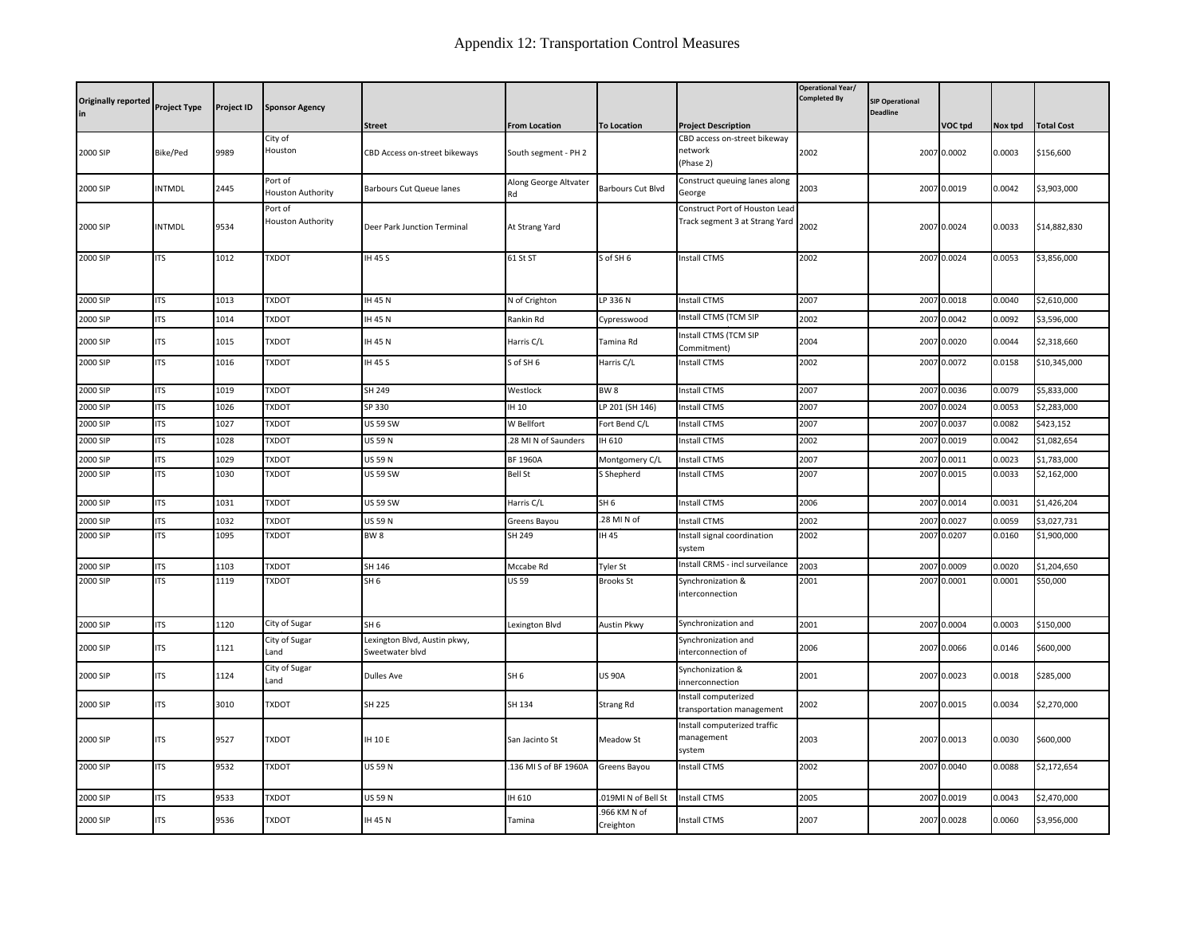# Appendix 12: Transportation Control Measures

| Originally reported in | Project Type | Project ID | Sponsor Agency | Street | From Location | To Location | Project Description | Operational Year/ Completed By | SIP Operational Deadline | VOC tpd | Nox tpd | Total Cost |
|---|---|---|---|---|---|---|---|---|---|---|---|---|
| 2000 SIP | Bike/Ped | 9989 | City of Houston | CBD Access on-street bikeways | South segment - PH 2 | | CBD access on-street bikeway network (Phase 2) | 2002 | 2007 | 0.0002 | 0.0003 | $156,600 |
| 2000 SIP | INTMDL | 2445 | Port of Houston Authority | Barbours Cut Queue lanes | Along George Altvater Rd | Barbours Cut Blvd | Construct queuing lanes along George | 2003 | 2007 | 0.0019 | 0.0042 | $3,903,000 |
| 2000 SIP | INTMDL | 9534 | Port of Houston Authority | Deer Park Junction Terminal | At Strang Yard | | Construct Port of Houston Lead Track segment 3 at Strang Yard | 2002 | 2007 | 0.0024 | 0.0033 | $14,882,830 |
| 2000 SIP | ITS | 1012 | TXDOT | IH 45 S | 61 St ST | S of SH 6 | Install CTMS | 2002 | 2007 | 0.0024 | 0.0053 | $3,856,000 |
| 2000 SIP | ITS | 1013 | TXDOT | IH 45 N | N of Crighton | LP 336 N | Install CTMS | 2007 | 2007 | 0.0018 | 0.0040 | $2,610,000 |
| 2000 SIP | ITS | 1014 | TXDOT | IH 45 N | Rankin Rd | Cypresswood | Install CTMS (TCM SIP | 2002 | 2007 | 0.0042 | 0.0092 | $3,596,000 |
| 2000 SIP | ITS | 1015 | TXDOT | IH 45 N | Harris C/L | Tamina Rd | Install CTMS (TCM SIP Commitment) | 2004 | 2007 | 0.0020 | 0.0044 | $2,318,660 |
| 2000 SIP | ITS | 1016 | TXDOT | IH 45 S | S of SH 6 | Harris C/L | Install CTMS | 2002 | 2007 | 0.0072 | 0.0158 | $10,345,000 |
| 2000 SIP | ITS | 1019 | TXDOT | SH 249 | Westlock | BW 8 | Install CTMS | 2007 | 2007 | 0.0036 | 0.0079 | $5,833,000 |
| 2000 SIP | ITS | 1026 | TXDOT | SP 330 | IH 10 | LP 201 (SH 146) | Install CTMS | 2007 | 2007 | 0.0024 | 0.0053 | $2,283,000 |
| 2000 SIP | ITS | 1027 | TXDOT | US 59 SW | W Bellfort | Fort Bend C/L | Install CTMS | 2007 | 2007 | 0.0037 | 0.0082 | $423,152 |
| 2000 SIP | ITS | 1028 | TXDOT | US 59 N | .28 MI N of Saunders | IH 610 | Install CTMS | 2002 | 2007 | 0.0019 | 0.0042 | $1,082,654 |
| 2000 SIP | ITS | 1029 | TXDOT | US 59 N | BF 1960A | Montgomery C/L | Install CTMS | 2007 | 2007 | 0.0011 | 0.0023 | $1,783,000 |
| 2000 SIP | ITS | 1030 | TXDOT | US 59 SW | Bell St | S Shepherd | Install CTMS | 2007 | 2007 | 0.0015 | 0.0033 | $2,162,000 |
| 2000 SIP | ITS | 1031 | TXDOT | US 59 SW | Harris C/L | SH 6 | Install CTMS | 2006 | 2007 | 0.0014 | 0.0031 | $1,426,204 |
| 2000 SIP | ITS | 1032 | TXDOT | US 59 N | Greens Bayou | .28 MI N of | Install CTMS | 2002 | 2007 | 0.0027 | 0.0059 | $3,027,731 |
| 2000 SIP | ITS | 1095 | TXDOT | BW 8 | SH 249 | IH 45 | Install signal coordination system | 2002 | 2007 | 0.0207 | 0.0160 | $1,900,000 |
| 2000 SIP | ITS | 1103 | TXDOT | SH 146 | Mccabe Rd | Tyler St | Install CRMS - incl surveilance | 2003 | 2007 | 0.0009 | 0.0020 | $1,204,650 |
| 2000 SIP | ITS | 1119 | TXDOT | SH 6 | US 59 | Brooks St | Synchronization & interconnection | 2001 | 2007 | 0.0001 | 0.0001 | $50,000 |
| 2000 SIP | ITS | 1120 | City of Sugar | SH 6 | Lexington Blvd | Austin Pkwy | Synchronization and | 2001 | 2007 | 0.0004 | 0.0003 | $150,000 |
| 2000 SIP | ITS | 1121 | City of Sugar Land | Lexington Blvd, Austin pkwy, Sweetwater blvd | | | Synchronization and interconnection of | 2006 | 2007 | 0.0066 | 0.0146 | $600,000 |
| 2000 SIP | ITS | 1124 | City of Sugar Land | Dulles Ave | SH 6 | US 90A | Synchonization & innerconnection | 2001 | 2007 | 0.0023 | 0.0018 | $285,000 |
| 2000 SIP | ITS | 3010 | TXDOT | SH 225 | SH 134 | Strang Rd | Install computerized transportation management | 2002 | 2007 | 0.0015 | 0.0034 | $2,270,000 |
| 2000 SIP | ITS | 9527 | TXDOT | IH 10 E | San Jacinto St | Meadow St | Install computerized traffic management system | 2003 | 2007 | 0.0013 | 0.0030 | $600,000 |
| 2000 SIP | ITS | 9532 | TXDOT | US 59 N | .136 MI S of BF 1960A | Greens Bayou | Install CTMS | 2002 | 2007 | 0.0040 | 0.0088 | $2,172,654 |
| 2000 SIP | ITS | 9533 | TXDOT | US 59 N | IH 610 | .019MI N of Bell St | Install CTMS | 2005 | 2007 | 0.0019 | 0.0043 | $2,470,000 |
| 2000 SIP | ITS | 9536 | TXDOT | IH 45 N | Tamina | .966 KM N of Creighton | Install CTMS | 2007 | 2007 | 0.0028 | 0.0060 | $3,956,000 |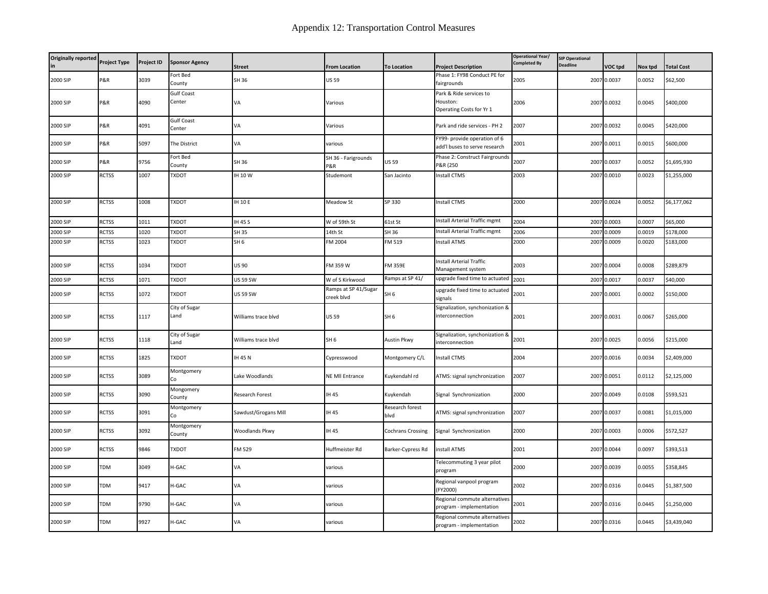# Appendix 12: Transportation Control Measures

| Originally reported in | Project Type | Project ID | Sponsor Agency | Street | From Location | To Location | Project Description | Operational Year/ Completed By | SIP Operational Deadline | VOC tpd | Nox tpd | Total Cost |
|---|---|---|---|---|---|---|---|---|---|---|---|---|
| 2000 SIP | P&R | 3039 | Fort Bed County | SH 36 | US 59 | | Phase 1: FY98 Conduct PE for fairgrounds | 2005 | 2007 | 0.0037 | 0.0052 | $62,500 |
| 2000 SIP | P&R | 4090 | Gulf Coast Center | VA | Various | | Park & Ride services to Houston: Operating Costs for Yr 1 | 2006 | 2007 | 0.0032 | 0.0045 | $400,000 |
| 2000 SIP | P&R | 4091 | Gulf Coast Center | VA | Various | | Park and ride services - PH 2 | 2007 | 2007 | 0.0032 | 0.0045 | $420,000 |
| 2000 SIP | P&R | 5097 | The District | VA | various | | FY99- provide operation of 6 add'l buses to serve research | 2001 | 2007 | 0.0011 | 0.0015 | $600,000 |
| 2000 SIP | P&R | 9756 | Fort Bed County | SH 36 | SH 36 - Fairgrounds P&R | US 59 | Phase 2: Construct Fairgrounds P&R (250 | 2007 | 2007 | 0.0037 | 0.0052 | $1,695,930 |
| 2000 SIP | RCTSS | 1007 | TXDOT | IH 10 W | Studemont | San Jacinto | Install CTMS | 2003 | 2007 | 0.0010 | 0.0023 | $1,255,000 |
| 2000 SIP | RCTSS | 1008 | TXDOT | IH 10 E | Meadow St | SP 330 | Install CTMS | 2000 | 2007 | 0.0024 | 0.0052 | $6,177,062 |
| 2000 SIP | RCTSS | 1011 | TXDOT | IH 45 S | W of 59th St | 61st St | Install Arterial Traffic mgmt | 2004 | 2007 | 0.0003 | 0.0007 | $65,000 |
| 2000 SIP | RCTSS | 1020 | TXDOT | SH 35 | 14th St | SH 36 | Install Arterial Traffic mgmt | 2006 | 2007 | 0.0009 | 0.0019 | $178,000 |
| 2000 SIP | RCTSS | 1023 | TXDOT | SH 6 | FM 2004 | FM 519 | Install ATMS | 2000 | 2007 | 0.0009 | 0.0020 | $183,000 |
| 2000 SIP | RCTSS | 1034 | TXDOT | US 90 | FM 359 W | FM 359E | Install Arterial Traffic Management system | 2003 | 2007 | 0.0004 | 0.0008 | $289,879 |
| 2000 SIP | RCTSS | 1071 | TXDOT | US 59 SW | W of S Kirkwood | Ramps at SP 41/ | upgrade fixed time to actuated | 2001 | 2007 | 0.0017 | 0.0037 | $40,000 |
| 2000 SIP | RCTSS | 1072 | TXDOT | US 59 SW | Ramps at SP 41/Sugar creek blvd | SH 6 | upgrade fixed time to actuated signals | 2001 | 2007 | 0.0001 | 0.0002 | $150,000 |
| 2000 SIP | RCTSS | 1117 | City of Sugar Land | Williams trace blvd | US 59 | SH 6 | Signalization, synchonization & interconnection | 2001 | 2007 | 0.0031 | 0.0067 | $265,000 |
| 2000 SIP | RCTSS | 1118 | City of Sugar Land | Williams trace blvd | SH 6 | Austin Pkwy | Signalization, synchonization & interconnection | 2001 | 2007 | 0.0025 | 0.0056 | $215,000 |
| 2000 SIP | RCTSS | 1825 | TXDOT | IH 45 N | Cypresswood | Montgomery C/L | Install CTMS | 2004 | 2007 | 0.0016 | 0.0034 | $2,409,000 |
| 2000 SIP | RCTSS | 3089 | Montgomery Co | Lake Woodlands | NE Mll Entrance | Kuykendahl rd | ATMS: signal synchronization | 2007 | 2007 | 0.0051 | 0.0112 | $2,125,000 |
| 2000 SIP | RCTSS | 3090 | Mongomery County | Research Forest | IH 45 | Kuykendah | Signal Synchronization | 2000 | 2007 | 0.0049 | 0.0108 | $593,521 |
| 2000 SIP | RCTSS | 3091 | Montgomery Co | Sawdust/Grogans Mill | IH 45 | Research forest blvd | ATMS: signal synchronization | 2007 | 2007 | 0.0037 | 0.0081 | $1,015,000 |
| 2000 SIP | RCTSS | 3092 | Montgomery County | Woodlands Pkwy | IH 45 | Cochrans Crossing | Signal Synchronization | 2000 | 2007 | 0.0003 | 0.0006 | $572,527 |
| 2000 SIP | RCTSS | 9846 | TXDOT | FM 529 | Huffmeister Rd | Barker-Cypress Rd | install ATMS | 2001 | 2007 | 0.0044 | 0.0097 | $393,513 |
| 2000 SIP | TDM | 3049 | H-GAC | VA | various | | Telecommuting 3 year pilot program | 2000 | 2007 | 0.0039 | 0.0055 | $358,845 |
| 2000 SIP | TDM | 9417 | H-GAC | VA | various | | Regional vanpool program (FY2000) | 2002 | 2007 | 0.0316 | 0.0445 | $1,387,500 |
| 2000 SIP | TDM | 9790 | H-GAC | VA | various | | Regional commute alternatives program - implementation | 2001 | 2007 | 0.0316 | 0.0445 | $1,250,000 |
| 2000 SIP | TDM | 9927 | H-GAC | VA | various | | Regional commute alternatives program - implementation | 2002 | 2007 | 0.0316 | 0.0445 | $3,439,040 |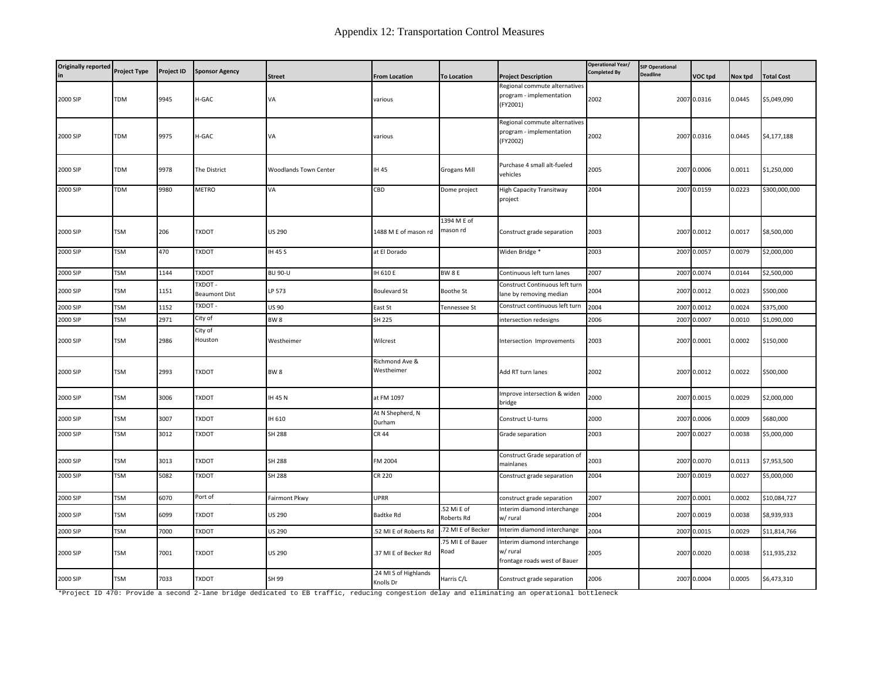# Appendix 12: Transportation Control Measures

| Originally reported in | Project Type | Project ID | Sponsor Agency | Street | From Location | To Location | Project Description | Operational Year/ Completed By | SIP Operational Deadline | VOC tpd | Nox tpd | Total Cost |
|---|---|---|---|---|---|---|---|---|---|---|---|---|
| 2000 SIP | TDM | 9945 | H-GAC | VA | various | | Regional commute alternatives program - implementation (FY2001) | 2002 | 2007 | 0.0316 | 0.0445 | $5,049,090 |
| 2000 SIP | TDM | 9975 | H-GAC | VA | various | | Regional commute alternatives program - implementation (FY2002) | 2002 | 2007 | 0.0316 | 0.0445 | $4,177,188 |
| 2000 SIP | TDM | 9978 | The District | Woodlands Town Center | IH 45 | Grogans Mill | Purchase 4 small alt-fueled vehicles | 2005 | 2007 | 0.0006 | 0.0011 | $1,250,000 |
| 2000 SIP | TDM | 9980 | METRO | VA | CBD | Dome project | High Capacity Transitway project | 2004 | 2007 | 0.0159 | 0.0223 | $300,000,000 |
| 2000 SIP | TSM | 206 | TXDOT | US 290 | 1488 M E of mason rd | 1394 M E of mason rd | Construct grade separation | 2003 | 2007 | 0.0012 | 0.0017 | $8,500,000 |
| 2000 SIP | TSM | 470 | TXDOT | IH 45 S | at El Dorado | | Widen Bridge * | 2003 | 2007 | 0.0057 | 0.0079 | $2,000,000 |
| 2000 SIP | TSM | 1144 | TXDOT | BU 90-U | IH 610 E | BW 8 E | Continuous left turn lanes | 2007 | 2007 | 0.0074 | 0.0144 | $2,500,000 |
| 2000 SIP | TSM | 1151 | TXDOT - Beaumont Dist | LP 573 | Boulevard St | Boothe St | Construct Continuous left turn lane by removing median | 2004 | 2007 | 0.0012 | 0.0023 | $500,000 |
| 2000 SIP | TSM | 1152 | TXDOT - | US 90 | East St | Tennessee St | Construct continuous left turn | 2004 | 2007 | 0.0012 | 0.0024 | $375,000 |
| 2000 SIP | TSM | 2971 | City of | BW 8 | SH 225 | | intersection redesigns | 2006 | 2007 | 0.0007 | 0.0010 | $1,090,000 |
| 2000 SIP | TSM | 2986 | City of Houston | Westheimer | Wilcrest | | Intersection Improvements | 2003 | 2007 | 0.0001 | 0.0002 | $150,000 |
| 2000 SIP | TSM | 2993 | TXDOT | BW 8 | Richmond Ave & Westheimer | | Add RT turn lanes | 2002 | 2007 | 0.0012 | 0.0022 | $500,000 |
| 2000 SIP | TSM | 3006 | TXDOT | IH 45 N | at FM 1097 | | Improve intersection & widen bridge | 2000 | 2007 | 0.0015 | 0.0029 | $2,000,000 |
| 2000 SIP | TSM | 3007 | TXDOT | IH 610 | At N Shepherd, N Durham | | Construct U-turns | 2000 | 2007 | 0.0006 | 0.0009 | $680,000 |
| 2000 SIP | TSM | 3012 | TXDOT | SH 288 | CR 44 | | Grade separation | 2003 | 2007 | 0.0027 | 0.0038 | $5,000,000 |
| 2000 SIP | TSM | 3013 | TXDOT | SH 288 | FM 2004 | | Construct Grade separation of mainlanes | 2003 | 2007 | 0.0070 | 0.0113 | $7,953,500 |
| 2000 SIP | TSM | 5082 | TXDOT | SH 288 | CR 220 | | Construct grade separation | 2004 | 2007 | 0.0019 | 0.0027 | $5,000,000 |
| 2000 SIP | TSM | 6070 | Port of | Fairmont Pkwy | UPRR | | construct grade separation | 2007 | 2007 | 0.0001 | 0.0002 | $10,084,727 |
| 2000 SIP | TSM | 6099 | TXDOT | US 290 | Badtke Rd | .52 Mi E of Roberts Rd | Interim diamond interchange w/ rural | 2004 | 2007 | 0.0019 | 0.0038 | $8,939,933 |
| 2000 SIP | TSM | 7000 | TXDOT | US 290 | .52 MI E of Roberts Rd | .72 MI E of Becker | Interim diamond interchange | 2004 | 2007 | 0.0015 | 0.0029 | $11,814,766 |
| 2000 SIP | TSM | 7001 | TXDOT | US 290 | .37 MI E of Becker Rd | .75 MI E of Bauer Road | Interim diamond interchange w/ rural frontage roads west of Bauer | 2005 | 2007 | 0.0020 | 0.0038 | $11,935,232 |
| 2000 SIP | TSM | 7033 | TXDOT | SH 99 | .24 MI S of Highlands Knolls Dr | Harris C/L | Construct grade separation | 2006 | 2007 | 0.0004 | 0.0005 | $6,473,310 |

*Project ID 470: Provide a second 2-lane bridge dedicated to EB traffic, reducing congestion delay and eliminating an operational bottleneck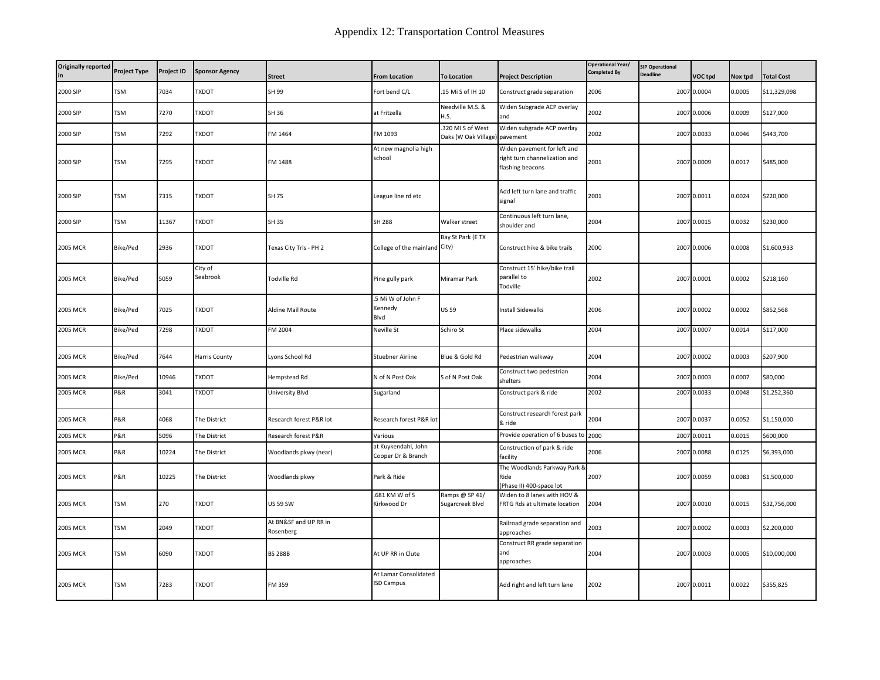# Appendix 12: Transportation Control Measures

| Originally reported in | Project Type | Project ID | Sponsor Agency | Street | From Location | To Location | Project Description | Operational Year/ Completed By | SIP Operational Deadline | VOC tpd | Nox tpd | Total Cost |
|---|---|---|---|---|---|---|---|---|---|---|---|---|
| 2000 SIP | TSM | 7034 | TXDOT | SH 99 | Fort bend C/L | .15 Mi S of IH 10 | Construct grade separation | 2006 | 2007 | 0.0004 | 0.0005 | $11,329,098 |
| 2000 SIP | TSM | 7270 | TXDOT | SH 36 | at Fritzella | Needville M.S. & H.S. | Widen Subgrade ACP overlay and | 2002 | 2007 | 0.0006 | 0.0009 | $127,000 |
| 2000 SIP | TSM | 7292 | TXDOT | FM 1464 | FM 1093 | .320 MI S of West Oaks (W Oak Village) | Widen subgrade ACP overlay pavement | 2002 | 2007 | 0.0033 | 0.0046 | $443,700 |
| 2000 SIP | TSM | 7295 | TXDOT | FM 1488 | At new magnolia high school | | Widen pavement for left and right turn channelization and flashing beacons | 2001 | 2007 | 0.0009 | 0.0017 | $485,000 |
| 2000 SIP | TSM | 7315 | TXDOT | SH 75 | League line rd etc | | Add left turn lane and traffic signal | 2001 | 2007 | 0.0011 | 0.0024 | $220,000 |
| 2000 SIP | TSM | 11367 | TXDOT | SH 35 | SH 288 | Walker street | Continuous left turn lane, shoulder and | 2004 | 2007 | 0.0015 | 0.0032 | $230,000 |
| 2005 MCR | Bike/Ped | 2936 | TXDOT | Texas City Trls - PH 2 | College of the mainland | Bay St Park (E TX City) | Construct hike & bike trails | 2000 | 2007 | 0.0006 | 0.0008 | $1,600,933 |
| 2005 MCR | Bike/Ped | 5059 | City of Seabrook | Todville Rd | Pine gully park | Miramar Park | Construct 15' hike/bike trail parallel to Todville | 2002 | 2007 | 0.0001 | 0.0002 | $218,160 |
| 2005 MCR | Bike/Ped | 7025 | TXDOT | Aldine Mail Route | .5 Mi W of John F Kennedy Blvd | US 59 | Install Sidewalks | 2006 | 2007 | 0.0002 | 0.0002 | $852,568 |
| 2005 MCR | Bike/Ped | 7298 | TXDOT | FM 2004 | Neville St | Schiro St | Place sidewalks | 2004 | 2007 | 0.0007 | 0.0014 | $117,000 |
| 2005 MCR | Bike/Ped | 7644 | Harris County | Lyons School Rd | Stuebner Airline | Blue & Gold Rd | Pedestrian walkway | 2004 | 2007 | 0.0002 | 0.0003 | $207,900 |
| 2005 MCR | Bike/Ped | 10946 | TXDOT | Hempstead Rd | N of N Post Oak | S of N Post Oak | Construct two pedestrian shelters | 2004 | 2007 | 0.0003 | 0.0007 | $80,000 |
| 2005 MCR | P&R | 3041 | TXDOT | University Blvd | Sugarland | | Construct park & ride | 2002 | 2007 | 0.0033 | 0.0048 | $1,252,360 |
| 2005 MCR | P&R | 4068 | The District | Research forest P&R lot | Research forest P&R lot | | Construct research forest park & ride | 2004 | 2007 | 0.0037 | 0.0052 | $1,150,000 |
| 2005 MCR | P&R | 5096 | The District | Research forest P&R | Various | | Provide operation of 6 buses to | 2000 | 2007 | 0.0011 | 0.0015 | $600,000 |
| 2005 MCR | P&R | 10224 | The District | Woodlands pkwy (near) | at Kuykendahl, John Cooper Dr & Branch | | Construction of park & ride facility | 2006 | 2007 | 0.0088 | 0.0125 | $6,393,000 |
| 2005 MCR | P&R | 10225 | The District | Woodlands pkwy | Park & Ride | | The Woodlands Parkway Park & Ride (Phase II) 400-space lot | 2007 | 2007 | 0.0059 | 0.0083 | $1,500,000 |
| 2005 MCR | TSM | 270 | TXDOT | US 59 SW | .681 KM W of S Kirkwood Dr | Ramps @ SP 41/ Sugarcreek Blvd | Widen to 8 lanes with HOV & FRTG Rds at ultimate location | 2004 | 2007 | 0.0010 | 0.0015 | $32,756,000 |
| 2005 MCR | TSM | 2049 | TXDOT | At BN&SF and UP RR in Rosenberg | | | Railroad grade separation and approaches | 2003 | 2007 | 0.0002 | 0.0003 | $2,200,000 |
| 2005 MCR | TSM | 6090 | TXDOT | BS 288B | At UP RR in Clute | | Construct RR grade separation and approaches | 2004 | 2007 | 0.0003 | 0.0005 | $10,000,000 |
| 2005 MCR | TSM | 7283 | TXDOT | FM 359 | At Lamar Consolidated ISD Campus | | Add right and left turn lane | 2002 | 2007 | 0.0011 | 0.0022 | $355,825 |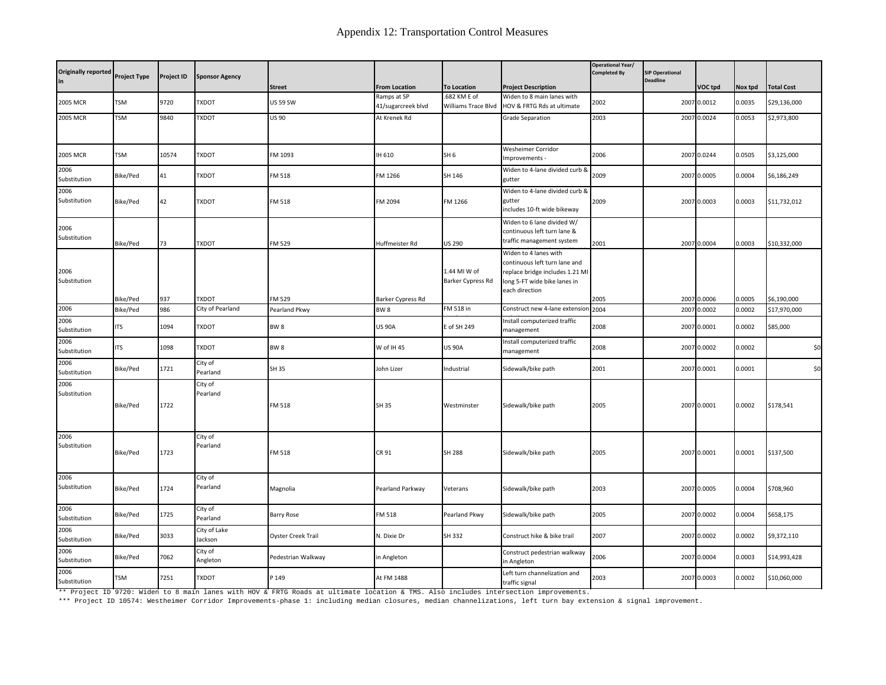# Appendix 12: Transportation Control Measures

| Originally reported in | Project Type | Project ID | Sponsor Agency | Street | From Location | To Location | Project Description | Operational Year/ Completed By | SIP Operational Deadline | VOC tpd | Nox tpd | Total Cost |
|---|---|---|---|---|---|---|---|---|---|---|---|---|
| 2005 MCR | TSM | 9720 | TXDOT | US 59 SW | Ramps at SP 41/sugarcreek blvd | .682 KM E of Williams Trace Blvd | Widen to 8 main lanes with HOV & FRTG Rds at ultimate | 2002 | 2007 | 0.0012 | 0.0035 | $29,136,000 |
| 2005 MCR | TSM | 9840 | TXDOT | US 90 | At Krenek Rd | | Grade Separation | 2003 | 2007 | 0.0024 | 0.0053 | $2,973,800 |
| 2005 MCR | TSM | 10574 | TXDOT | FM 1093 | IH 610 | SH 6 | Wesheimer Corridor Improvements - | 2006 | 2007 | 0.0244 | 0.0505 | $3,125,000 |
| 2006 Substitution | Bike/Ped | 41 | TXDOT | FM 518 | FM 1266 | SH 146 | Widen to 4-lane divided curb & gutter | 2009 | 2007 | 0.0005 | 0.0004 | $6,186,249 |
| 2006 Substitution | Bike/Ped | 42 | TXDOT | FM 518 | FM 2094 | FM 1266 | Widen to 4-lane divided curb & gutter includes 10-ft wide bikeway | 2009 | 2007 | 0.0003 | 0.0003 | $11,732,012 |
| 2006 Substitution | Bike/Ped | 73 | TXDOT | FM 529 | Huffmeister Rd | US 290 | Widen to 6 lane divided W/ continuous left turn lane & traffic management system | 2001 | 2007 | 0.0004 | 0.0003 | $10,332,000 |
| 2006 Substitution | Bike/Ped | 937 | TXDOT | FM 529 | Barker Cypress Rd | 1.44 MI W of Barker Cypress Rd | Widen to 4 lanes with continuous left turn lane and replace bridge includes 1.21 MI long 5-FT wide bike lanes in each direction | 2005 | 2007 | 0.0006 | 0.0005 | $6,190,000 |
| 2006 | Bike/Ped | 986 | City of Pearland | Pearland Pkwy | BW 8 | FM 518 in | Construct new 4-lane extension | 2004 | 2007 | 0.0002 | 0.0002 | $17,970,000 |
| 2006 Substitution | ITS | 1094 | TXDOT | BW 8 | US 90A | E of SH 249 | Install computerized traffic management | 2008 | 2007 | 0.0001 | 0.0002 | $85,000 |
| 2006 Substitution | ITS | 1098 | TXDOT | BW 8 | W of IH 45 | US 90A | Install computerized traffic management | 2008 | 2007 | 0.0002 | 0.0002 | $0 |
| 2006 Substitution | Bike/Ped | 1721 | City of Pearland | SH 35 | John Lizer | Industrial | Sidewalk/bike path | 2001 | 2007 | 0.0001 | 0.0001 | $0 |
| 2006 Substitution | Bike/Ped | 1722 | City of Pearland | FM 518 | SH 35 | Westminster | Sidewalk/bike path | 2005 | 2007 | 0.0001 | 0.0002 | $178,541 |
| 2006 Substitution | Bike/Ped | 1723 | City of Pearland | FM 518 | CR 91 | SH 288 | Sidewalk/bike path | 2005 | 2007 | 0.0001 | 0.0001 | $137,500 |
| 2006 Substitution | Bike/Ped | 1724 | City of Pearland | Magnolia | Pearland Parkway | Veterans | Sidewalk/bike path | 2003 | 2007 | 0.0005 | 0.0004 | $708,960 |
| 2006 Substitution | Bike/Ped | 1725 | City of Pearland | Barry Rose | FM 518 | Pearland Pkwy | Sidewalk/bike path | 2005 | 2007 | 0.0002 | 0.0004 | $658,175 |
| 2006 Substitution | Bike/Ped | 3033 | City of Lake Jackson | Oyster Creek Trail | N. Dixie Dr | SH 332 | Construct hike & bike trail | 2007 | 2007 | 0.0002 | 0.0002 | $9,372,110 |
| 2006 Substitution | Bike/Ped | 7062 | City of Angleton | Pedestrian Walkway | in Angleton | | Construct pedestrian walkway in Angleton | 2006 | 2007 | 0.0004 | 0.0003 | $14,993,428 |
| 2006 Substitution | TSM | 7251 | TXDOT | P 149 | At FM 1488 | | Left turn channelization and traffic signal | 2003 | 2007 | 0.0003 | 0.0002 | $10,060,000 |

** Project ID 9720: Widen to 8 main lanes with HOV & FRTG Roads at ultimate location & TMS. Also includes intersection improvements.

*** Project ID 10574: Westheimer Corridor Improvements-phase 1: including median closures, median channelizations, left turn bay extension & signal improvement.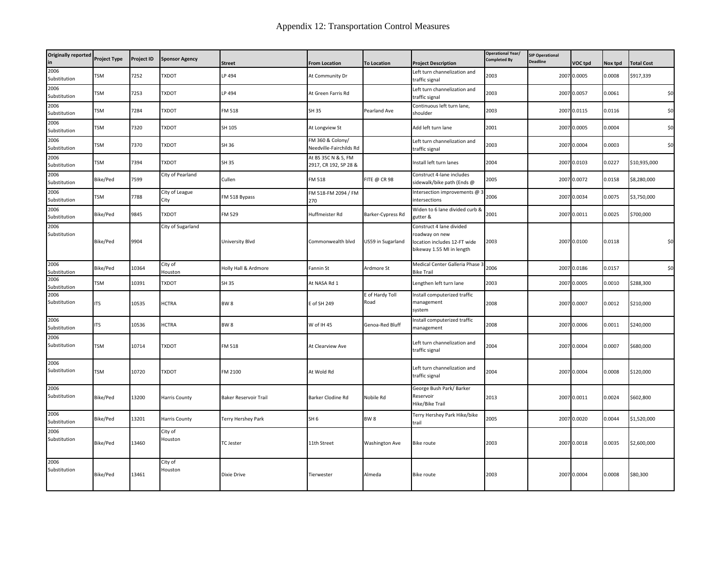# Appendix 12: Transportation Control Measures

| Originally reported in | Project Type | Project ID | Sponsor Agency | Street | From Location | To Location | Project Description | Operational Year/ Completed By | SIP Operational Deadline | VOC tpd | Nox tpd | Total Cost |
|---|---|---|---|---|---|---|---|---|---|---|---|---|
| 2006 Substitution | TSM | 7252 | TXDOT | LP 494 | At Community Dr | | Left turn channelization and traffic signal | 2003 | 2007 | 0.0005 | 0.0008 | $917,339 |
| 2006 Substitution | TSM | 7253 | TXDOT | LP 494 | At Green Farris Rd | | Left turn channelization and traffic signal | 2003 | 2007 | 0.0057 | 0.0061 | $0 |
| 2006 Substitution | TSM | 7284 | TXDOT | FM 518 | SH 35 | Pearland Ave | Continuous left turn lane, shoulder | 2003 | 2007 | 0.0115 | 0.0116 | $0 |
| 2006 Substitution | TSM | 7320 | TXDOT | SH 105 | At Longview St | | Add left turn lane | 2001 | 2007 | 0.0005 | 0.0004 | $0 |
| 2006 Substitution | TSM | 7370 | TXDOT | SH 36 | FM 360 & Colony/ Needville-Fairchilds Rd | | Left turn channelization and traffic signal | 2003 | 2007 | 0.0004 | 0.0003 | $0 |
| 2006 Substitution | TSM | 7394 | TXDOT | SH 35 | At BS 35C N & S, FM 2917, CR 192, SP 28 & | | Install left turn lanes | 2004 | 2007 | 0.0103 | 0.0227 | $10,935,000 |
| 2006 Substitution | Bike/Ped | 7599 | City of Pearland | Cullen | FM 518 | FITE @ CR 98 | Construct 4-lane includes sidewalk/bike path (Ends @ | 2005 | 2007 | 0.0072 | 0.0158 | $8,280,000 |
| 2006 Substitution | TSM | 7788 | City of League City | FM 518 Bypass | FM 518-FM 2094 / FM 270 | | Intersection improvements @ 3 intersections | 2006 | 2007 | 0.0034 | 0.0075 | $3,750,000 |
| 2006 Substitution | Bike/Ped | 9845 | TXDOT | FM 529 | Huffmeister Rd | Barker-Cypress Rd | Widen to 6 lane divided curb & gutter & | 2001 | 2007 | 0.0011 | 0.0025 | $700,000 |
| 2006 Substitution | Bike/Ped | 9904 | City of Sugarland | University Blvd | Commonwealth blvd | US59 in Sugarland | Construct 4 lane divided roadway on new location includes 12-FT wide bikeway 1.55 MI in length | 2003 | 2007 | 0.0100 | 0.0118 | $0 |
| 2006 Substitution | Bike/Ped | 10364 | City of Houston | Holly Hall & Ardmore | Fannin St | Ardmore St | Medical Center Galleria Phase 3 Bike Trail | 2006 | 2007 | 0.0186 | 0.0157 | $0 |
| 2006 Substitution | TSM | 10391 | TXDOT | SH 35 | At NASA Rd 1 | | Lengthen left turn lane | 2003 | 2007 | 0.0005 | 0.0010 | $288,300 |
| 2006 Substitution | ITS | 10535 | HCTRA | BW 8 | E of SH 249 | E of Hardy Toll Road | Install computerized traffic management system | 2008 | 2007 | 0.0007 | 0.0012 | $210,000 |
| 2006 Substitution | ITS | 10536 | HCTRA | BW 8 | W of IH 45 | Genoa-Red Bluff | Install computerized traffic management | 2008 | 2007 | 0.0006 | 0.0011 | $240,000 |
| 2006 Substitution | TSM | 10714 | TXDOT | FM 518 | At Clearview Ave | | Left turn channelization and traffic signal | 2004 | 2007 | 0.0004 | 0.0007 | $680,000 |
| 2006 Substitution | TSM | 10720 | TXDOT | FM 2100 | At Wold Rd | | Left turn channelization and traffic signal | 2004 | 2007 | 0.0004 | 0.0008 | $120,000 |
| 2006 Substitution | Bike/Ped | 13200 | Harris County | Baker Reservoir Trail | Barker Clodine Rd | Nobile Rd | George Bush Park/ Barker Reservoir Hike/Bike Trail | 2013 | 2007 | 0.0011 | 0.0024 | $602,800 |
| 2006 Substitution | Bike/Ped | 13201 | Harris County | Terry Hershey Park | SH 6 | BW 8 | Terry Hershey Park Hike/bike trail | 2005 | 2007 | 0.0020 | 0.0044 | $1,520,000 |
| 2006 Substitution | Bike/Ped | 13460 | City of Houston | TC Jester | 11th Street | Washington Ave | Bike route | 2003 | 2007 | 0.0018 | 0.0035 | $2,600,000 |
| 2006 Substitution | Bike/Ped | 13461 | City of Houston | Dixie Drive | Tierwester | Almeda | Bike route | 2003 | 2007 | 0.0004 | 0.0008 | $80,300 |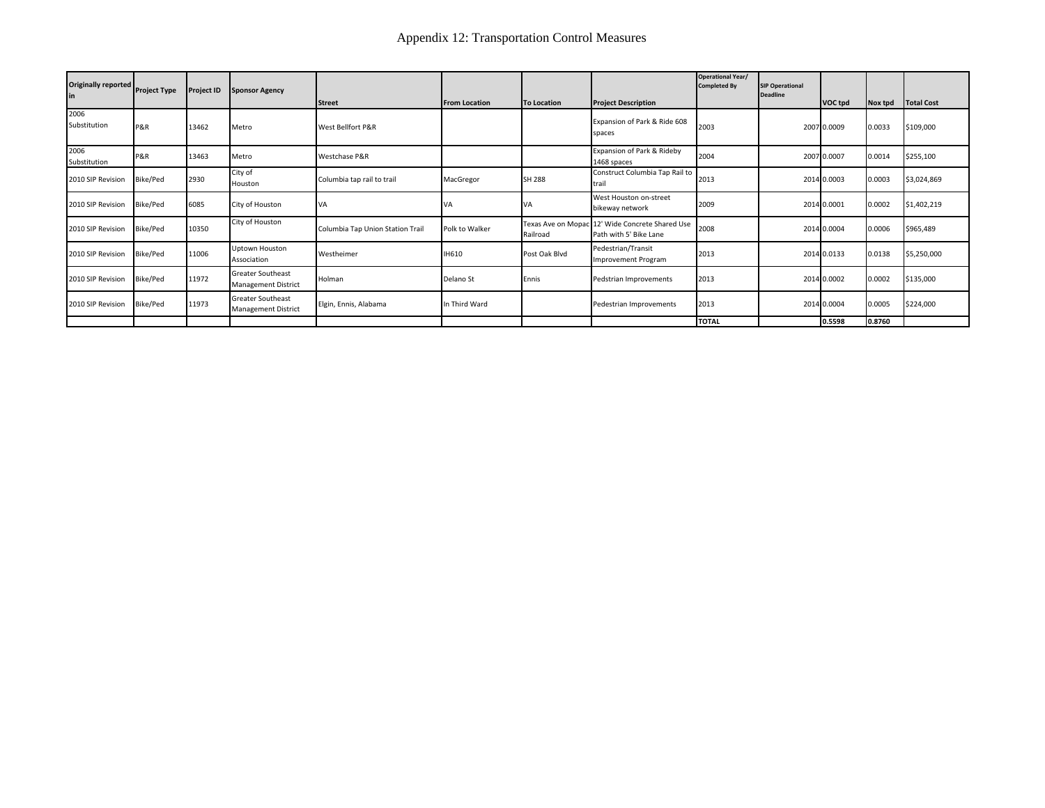# Appendix 12: Transportation Control Measures

| Originally reported in | Project Type | Project ID | Sponsor Agency | Street | From Location | To Location | Project Description | Operational Year/ Completed By | SIP Operational Deadline | VOC tpd | Nox tpd | Total Cost |
|---|---|---|---|---|---|---|---|---|---|---|---|---|
| 2006 Substitution | P&R | 13462 | Metro | West Bellfort P&R | | | Expansion of Park & Ride 608 spaces | 2003 | 2007 | 0.0009 | 0.0033 | $109,000 |
| 2006 Substitution | P&R | 13463 | Metro | Westchase P&R | | | Expansion of Park & Rideby 1468 spaces | 2004 | 2007 | 0.0007 | 0.0014 | $255,100 |
| 2010 SIP Revision | Bike/Ped | 2930 | City of Houston | Columbia tap rail to trail | MacGregor | SH 288 | Construct Columbia Tap Rail to trail | 2013 | 2014 | 0.0003 | 0.0003 | $3,024,869 |
| 2010 SIP Revision | Bike/Ped | 6085 | City of Houston | VA | VA | VA | West Houston on-street bikeway network | 2009 | 2014 | 0.0001 | 0.0002 | $1,402,219 |
| 2010 SIP Revision | Bike/Ped | 10350 | City of Houston | Columbia Tap Union Station Trail | Polk to Walker | Texas Ave on Mopac Railroad | 12' Wide Concrete Shared Use Path with 5' Bike Lane | 2008 | 2014 | 0.0004 | 0.0006 | $965,489 |
| 2010 SIP Revision | Bike/Ped | 11006 | Uptown Houston Association | Westheimer | IH610 | Post Oak Blvd | Pedestrian/Transit Improvement Program | 2013 | 2014 | 0.0133 | 0.0138 | $5,250,000 |
| 2010 SIP Revision | Bike/Ped | 11972 | Greater Southeast Management District | Holman | Delano St | Ennis | Pedstrian Improvements | 2013 | 2014 | 0.0002 | 0.0002 | $135,000 |
| 2010 SIP Revision | Bike/Ped | 11973 | Greater Southeast Management District | Elgin, Ennis, Alabama | In Third Ward | | Pedestrian Improvements | 2013 | 2014 | 0.0004 | 0.0005 | $224,000 |
| | | | | | | | | **TOTAL** | | **0.5598** | **0.8760** | |